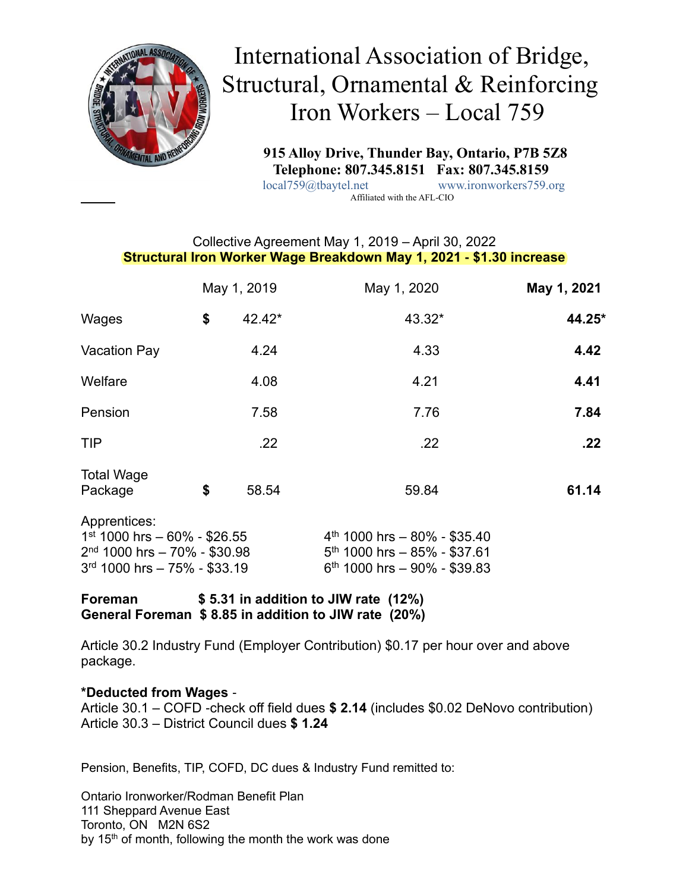# International Association of Bridge, Structural, Ornamental & Reinforcing Iron Workers – Local 759

**915 Alloy Drive, Thunder Bay, Ontario, P7B 5Z8**
**Telephone: 807.345.8151 Fax: 807.345.8159**
local759@tbaytel.net www.ironworkers759.org
Affiliated with the AFL-CIO

Collective Agreement May 1, 2019 – April 30, 2022
**Structural Iron Worker Wage Breakdown May 1, 2021 - $1.30 increase**

| | May 1, 2019 | May 1, 2020 | **May 1, 2021** |
|---|---|---|---|
| Wages | $ 42.42* | 43.32* | **44.25*** |
| Vacation Pay | 4.24 | 4.33 | **4.42** |
| Welfare | 4.08 | 4.21 | **4.41** |
| Pension | 7.58 | 7.76 | **7.84** |
| TIP | .22 | .22 | **.22** |
| Total Wage Package | $ 58.54 | 59.84 | **61.14** |

Apprentices:

1st 1000 hrs – 60% - $26.55
2nd 1000 hrs – 70% - $30.98
3rd 1000 hrs – 75% - $33.19
4th 1000 hrs – 80% - $35.40
5th 1000 hrs – 85% - $37.61
6th 1000 hrs – 90% - $39.83

**Foreman $ 5.31 in addition to JIW rate (12%)**
**General Foreman $ 8.85 in addition to JIW rate (20%)**

Article 30.2 Industry Fund (Employer Contribution) $0.17 per hour over and above package.

**\*Deducted from Wages** -
Article 30.1 – COFD -check off field dues **$ 2.14** (includes $0.02 DeNovo contribution)
Article 30.3 – District Council dues **$ 1.24**

Pension, Benefits, TIP, COFD, DC dues & Industry Fund remitted to:

Ontario Ironworker/Rodman Benefit Plan
111 Sheppard Avenue East
Toronto, ON M2N 6S2
by 15th of month, following the month the work was done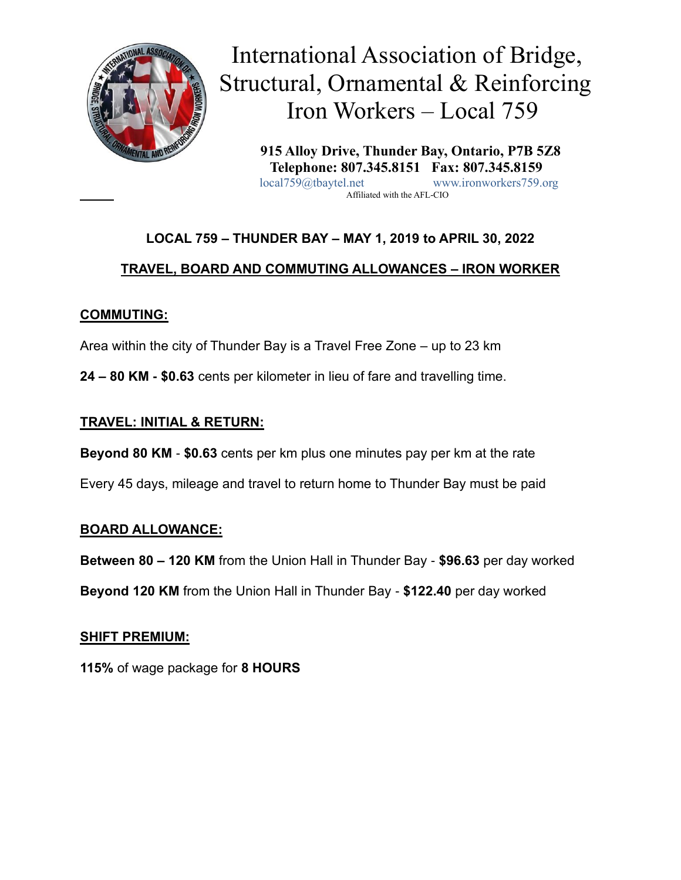# International Association of Bridge, Structural, Ornamental & Reinforcing Iron Workers – Local 759

**915 Alloy Drive, Thunder Bay, Ontario, P7B 5Z8**
**Telephone: 807.345.8151 Fax: 807.345.8159**
local759@tbaytel.net www.ironworkers759.org
Affiliated with the AFL-CIO

## LOCAL 759 – THUNDER BAY – MAY 1, 2019 to APRIL 30, 2022

## TRAVEL, BOARD AND COMMUTING ALLOWANCES – IRON WORKER

### COMMUTING:

Area within the city of Thunder Bay is a Travel Free Zone – up to 23 km

**24 – 80 KM - $0.63** cents per kilometer in lieu of fare and travelling time.

### TRAVEL: INITIAL & RETURN:

**Beyond 80 KM** - **$0.63** cents per km plus one minutes pay per km at the rate

Every 45 days, mileage and travel to return home to Thunder Bay must be paid

### BOARD ALLOWANCE:

**Between 80 – 120 KM** from the Union Hall in Thunder Bay - **$96.63** per day worked

**Beyond 120 KM** from the Union Hall in Thunder Bay - **$122.40** per day worked

### SHIFT PREMIUM:

**115%** of wage package for **8 HOURS**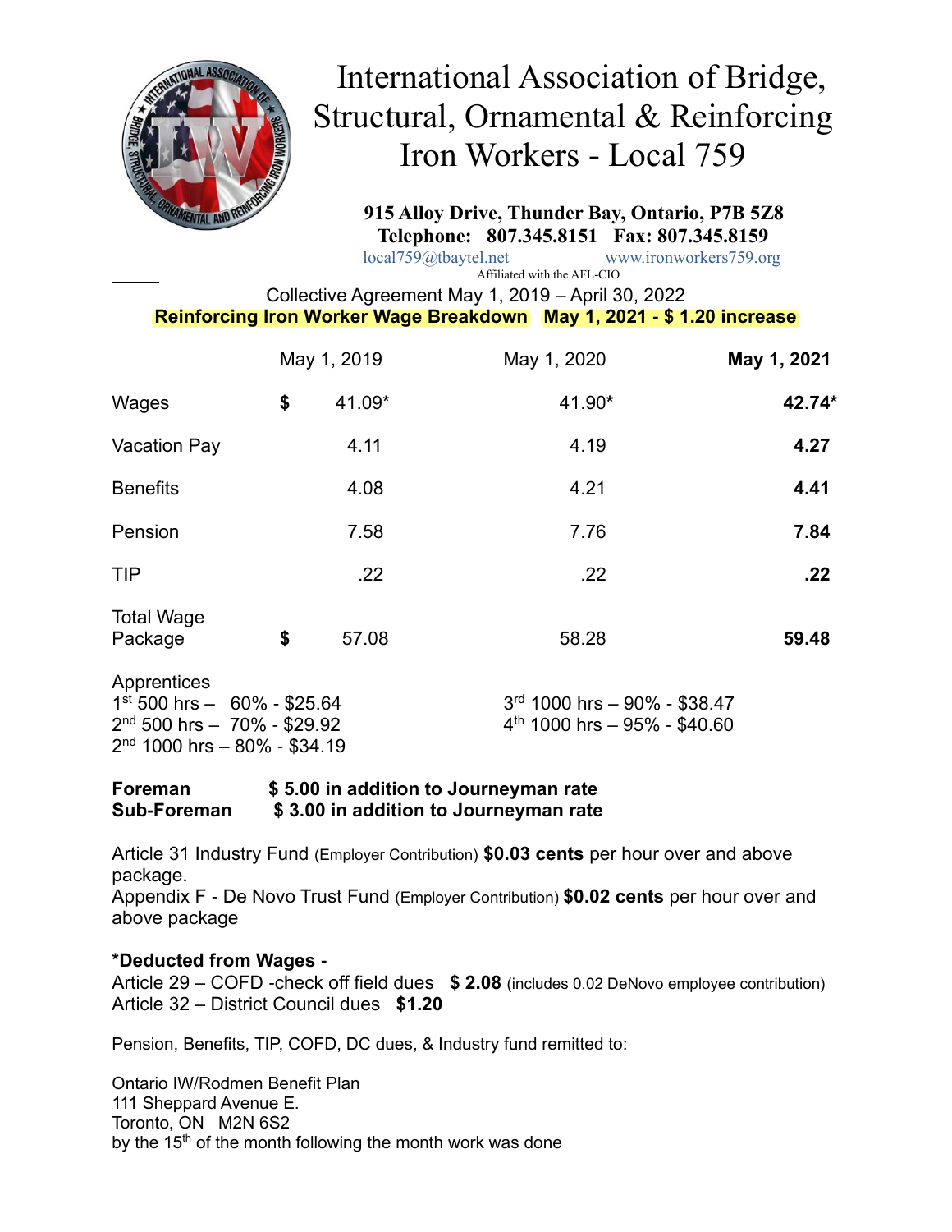# International Association of Bridge, Structural, Ornamental & Reinforcing Iron Workers - Local 759

**915 Alloy Drive, Thunder Bay, Ontario, P7B 5Z8**
**Telephone: 807.345.8151 Fax: 807.345.8159**
local759@tbaytel.net www.ironworkers759.org
Affiliated with the AFL-CIO

Collective Agreement May 1, 2019 – April 30, 2022
**Reinforcing Iron Worker Wage Breakdown May 1, 2021 - $ 1.20 increase**

| | May 1, 2019 | May 1, 2020 | **May 1, 2021** |
|---|---|---|---|
| Wages | $ 41.09* | 41.90* | **42.74*** |
| Vacation Pay | 4.11 | 4.19 | **4.27** |
| Benefits | 4.08 | 4.21 | **4.41** |
| Pension | 7.58 | 7.76 | **7.84** |
| TIP | .22 | .22 | **.22** |
| Total Wage Package | $ 57.08 | 58.28 | **59.48** |

Apprentices
1st 500 hrs – 60% - $25.64
2nd 500 hrs – 70% - $29.92
2nd 1000 hrs – 80% - $34.19
3rd 1000 hrs – 90% - $38.47
4th 1000 hrs – 95% - $40.60

**Foreman $ 5.00 in addition to Journeyman rate**
**Sub-Foreman $ 3.00 in addition to Journeyman rate**

Article 31 Industry Fund (Employer Contribution) **$0.03 cents** per hour over and above package.
Appendix F - De Novo Trust Fund (Employer Contribution) **$0.02 cents** per hour over and above package

**\*Deducted from Wages -**
Article 29 – COFD -check off field dues **$ 2.08** (includes 0.02 DeNovo employee contribution)
Article 32 – District Council dues **$1.20**

Pension, Benefits, TIP, COFD, DC dues, & Industry fund remitted to:

Ontario IW/Rodmen Benefit Plan
111 Sheppard Avenue E.
Toronto, ON M2N 6S2
by the 15th of the month following the month work was done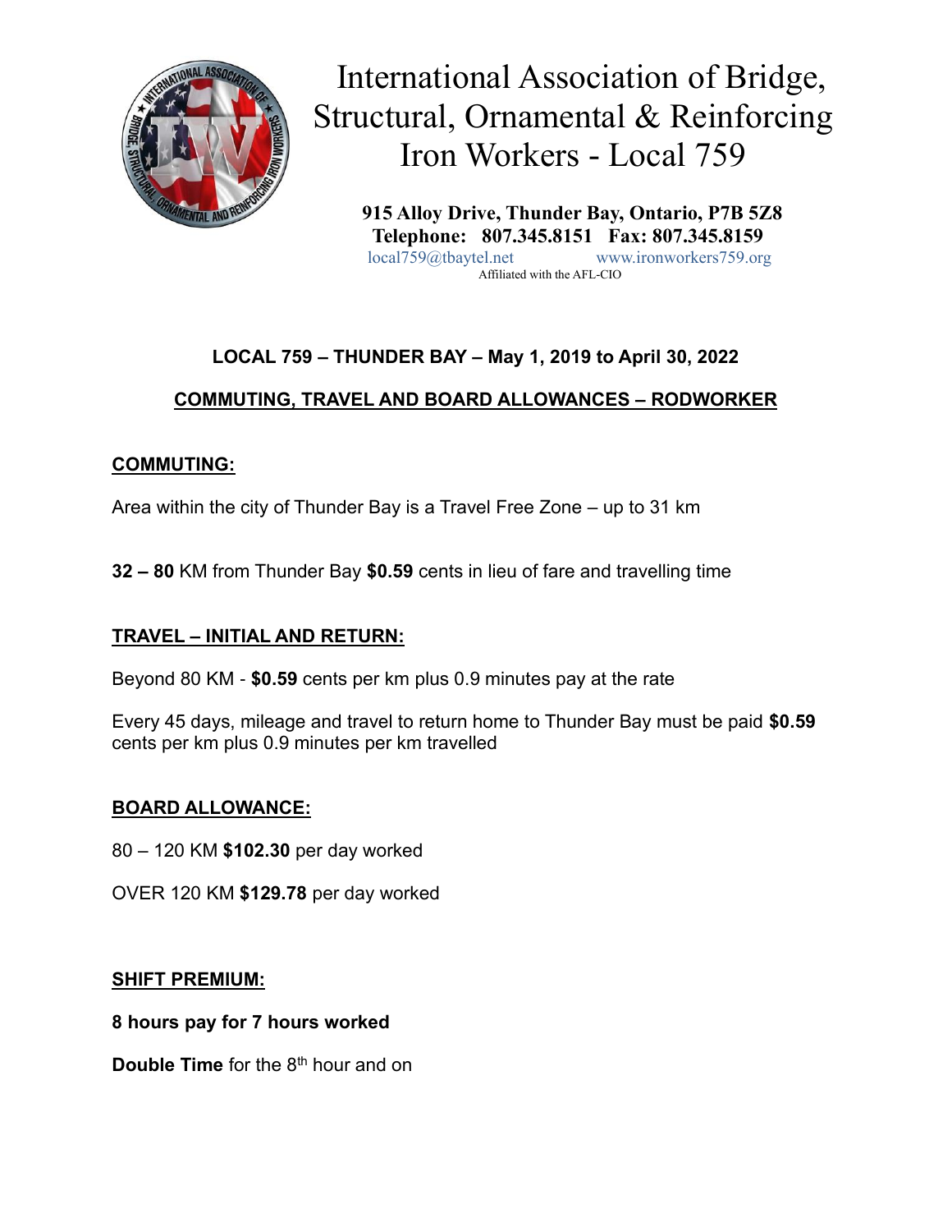# International Association of Bridge, Structural, Ornamental & Reinforcing Iron Workers - Local 759

**915 Alloy Drive, Thunder Bay, Ontario, P7B 5Z8**
**Telephone: 807.345.8151 Fax: 807.345.8159**
local759@tbaytel.net www.ironworkers759.org
Affiliated with the AFL-CIO

## LOCAL 759 – THUNDER BAY – May 1, 2019 to April 30, 2022

## COMMUTING, TRAVEL AND BOARD ALLOWANCES – RODWORKER

### COMMUTING:

Area within the city of Thunder Bay is a Travel Free Zone – up to 31 km

**32 – 80** KM from Thunder Bay **$0.59** cents in lieu of fare and travelling time

### TRAVEL – INITIAL AND RETURN:

Beyond 80 KM - **$0.59** cents per km plus 0.9 minutes pay at the rate

Every 45 days, mileage and travel to return home to Thunder Bay must be paid **$0.59** cents per km plus 0.9 minutes per km travelled

### BOARD ALLOWANCE:

80 – 120 KM **$102.30** per day worked

OVER 120 KM **$129.78** per day worked

### SHIFT PREMIUM:

**8 hours pay for 7 hours worked**

**Double Time** for the 8th hour and on